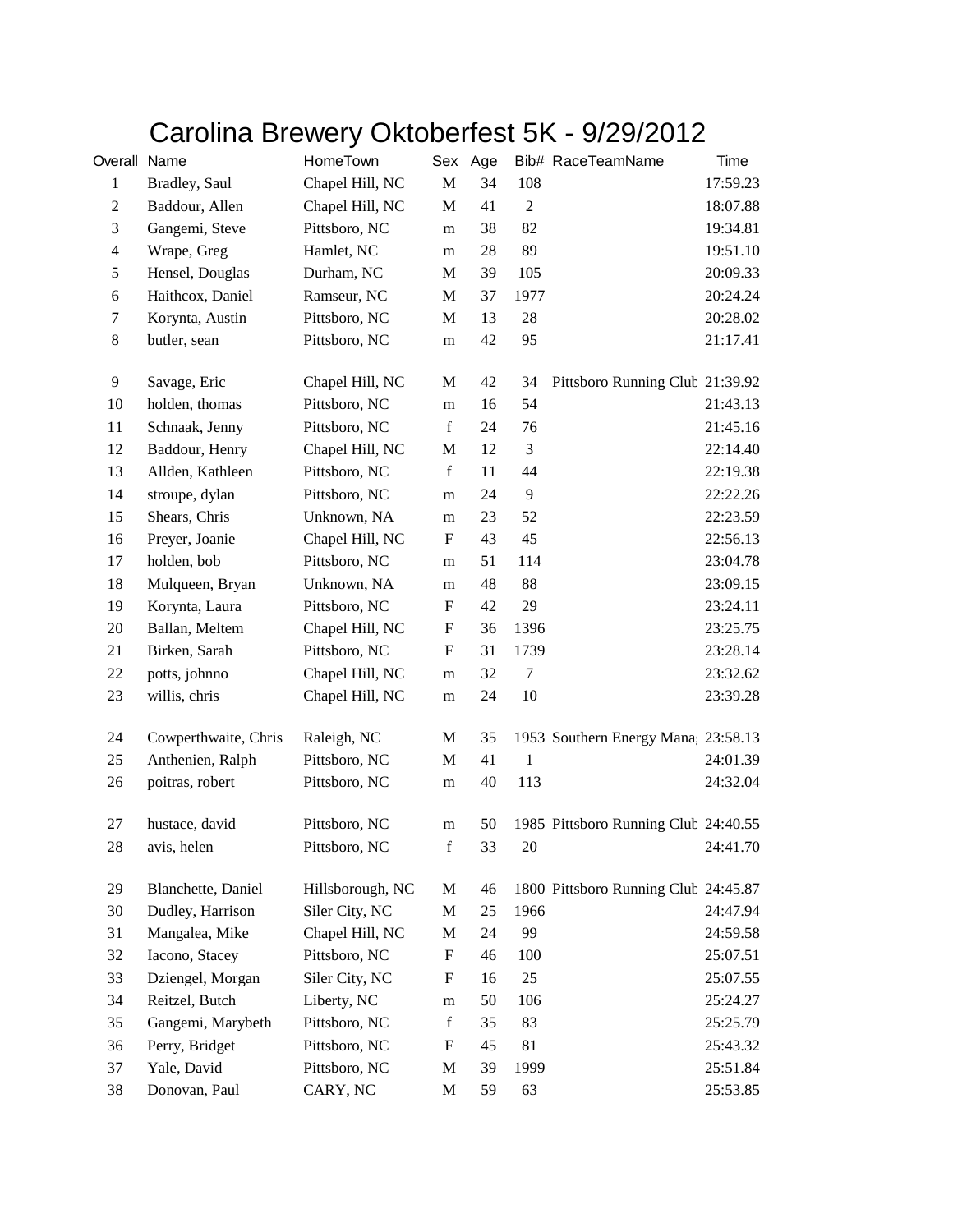# Carolina Brewery Oktoberfest 5K - 9/29/2012

| Overall | Name | HomeTown | Sex | Age | Bib# | RaceTeamName | Time |
|---|---|---|---|---|---|---|---|
| 1 | Bradley, Saul | Chapel Hill, NC | M | 34 | 108 | | 17:59.23 |
| 2 | Baddour, Allen | Chapel Hill, NC | M | 41 | 2 | | 18:07.88 |
| 3 | Gangemi, Steve | Pittsboro, NC | m | 38 | 82 | | 19:34.81 |
| 4 | Wrape, Greg | Hamlet, NC | m | 28 | 89 | | 19:51.10 |
| 5 | Hensel, Douglas | Durham, NC | M | 39 | 105 | | 20:09.33 |
| 6 | Haithcox, Daniel | Ramseur, NC | M | 37 | 1977 | | 20:24.24 |
| 7 | Korynta, Austin | Pittsboro, NC | M | 13 | 28 | | 20:28.02 |
| 8 | butler, sean | Pittsboro, NC | m | 42 | 95 | | 21:17.41 |
| 9 | Savage, Eric | Chapel Hill, NC | M | 42 | 34 | Pittsboro Running Clut | 21:39.92 |
| 10 | holden, thomas | Pittsboro, NC | m | 16 | 54 | | 21:43.13 |
| 11 | Schnaak, Jenny | Pittsboro, NC | f | 24 | 76 | | 21:45.16 |
| 12 | Baddour, Henry | Chapel Hill, NC | M | 12 | 3 | | 22:14.40 |
| 13 | Allden, Kathleen | Pittsboro, NC | f | 11 | 44 | | 22:19.38 |
| 14 | stroupe, dylan | Pittsboro, NC | m | 24 | 9 | | 22:22.26 |
| 15 | Shears, Chris | Unknown, NA | m | 23 | 52 | | 22:23.59 |
| 16 | Preyer, Joanie | Chapel Hill, NC | F | 43 | 45 | | 22:56.13 |
| 17 | holden, bob | Pittsboro, NC | m | 51 | 114 | | 23:04.78 |
| 18 | Mulqueen, Bryan | Unknown, NA | m | 48 | 88 | | 23:09.15 |
| 19 | Korynta, Laura | Pittsboro, NC | F | 42 | 29 | | 23:24.11 |
| 20 | Ballan, Meltem | Chapel Hill, NC | F | 36 | 1396 | | 23:25.75 |
| 21 | Birken, Sarah | Pittsboro, NC | F | 31 | 1739 | | 23:28.14 |
| 22 | potts, johnno | Chapel Hill, NC | m | 32 | 7 | | 23:32.62 |
| 23 | willis, chris | Chapel Hill, NC | m | 24 | 10 | | 23:39.28 |
| 24 | Cowperthwaite, Chris | Raleigh, NC | M | 35 | 1953 | Southern Energy Mana | 23:58.13 |
| 25 | Anthenien, Ralph | Pittsboro, NC | M | 41 | 1 | | 24:01.39 |
| 26 | poitras, robert | Pittsboro, NC | m | 40 | 113 | | 24:32.04 |
| 27 | hustace, david | Pittsboro, NC | m | 50 | 1985 | Pittsboro Running Clut | 24:40.55 |
| 28 | avis, helen | Pittsboro, NC | f | 33 | 20 | | 24:41.70 |
| 29 | Blanchette, Daniel | Hillsborough, NC | M | 46 | 1800 | Pittsboro Running Clut | 24:45.87 |
| 30 | Dudley, Harrison | Siler City, NC | M | 25 | 1966 | | 24:47.94 |
| 31 | Mangalea, Mike | Chapel Hill, NC | M | 24 | 99 | | 24:59.58 |
| 32 | Iacono, Stacey | Pittsboro, NC | F | 46 | 100 | | 25:07.51 |
| 33 | Dziengel, Morgan | Siler City, NC | F | 16 | 25 | | 25:07.55 |
| 34 | Reitzel, Butch | Liberty, NC | m | 50 | 106 | | 25:24.27 |
| 35 | Gangemi, Marybeth | Pittsboro, NC | f | 35 | 83 | | 25:25.79 |
| 36 | Perry, Bridget | Pittsboro, NC | F | 45 | 81 | | 25:43.32 |
| 37 | Yale, David | Pittsboro, NC | M | 39 | 1999 | | 25:51.84 |
| 38 | Donovan, Paul | CARY, NC | M | 59 | 63 | | 25:53.85 |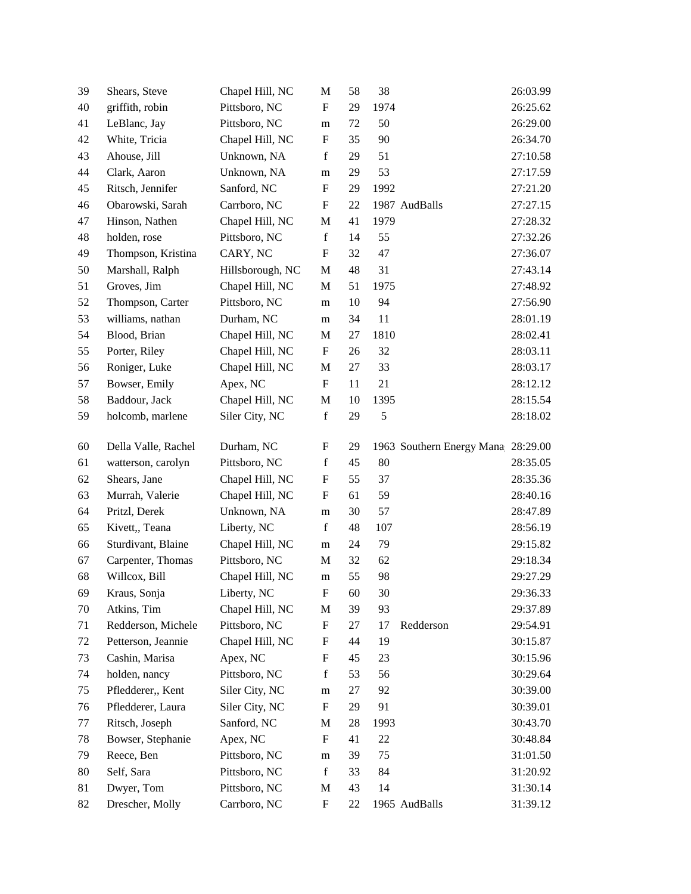| | | | | | | | |
|---|---|---|---|---|---|---|---|
| 39 | Shears, Steve | Chapel Hill, NC | M | 58 | 38 | | 26:03.99 |
| 40 | griffith, robin | Pittsboro, NC | F | 29 | 1974 | | 26:25.62 |
| 41 | LeBlanc, Jay | Pittsboro, NC | m | 72 | 50 | | 26:29.00 |
| 42 | White, Tricia | Chapel Hill, NC | F | 35 | 90 | | 26:34.70 |
| 43 | Ahouse, Jill | Unknown, NA | f | 29 | 51 | | 27:10.58 |
| 44 | Clark, Aaron | Unknown, NA | m | 29 | 53 | | 27:17.59 |
| 45 | Ritsch, Jennifer | Sanford, NC | F | 29 | 1992 | | 27:21.20 |
| 46 | Obarowski, Sarah | Carrboro, NC | F | 22 | 1987 | AudBalls | 27:27.15 |
| 47 | Hinson, Nathen | Chapel Hill, NC | M | 41 | 1979 | | 27:28.32 |
| 48 | holden, rose | Pittsboro, NC | f | 14 | 55 | | 27:32.26 |
| 49 | Thompson, Kristina | CARY, NC | F | 32 | 47 | | 27:36.07 |
| 50 | Marshall, Ralph | Hillsborough, NC | M | 48 | 31 | | 27:43.14 |
| 51 | Groves, Jim | Chapel Hill, NC | M | 51 | 1975 | | 27:48.92 |
| 52 | Thompson, Carter | Pittsboro, NC | m | 10 | 94 | | 27:56.90 |
| 53 | williams, nathan | Durham, NC | m | 34 | 11 | | 28:01.19 |
| 54 | Blood, Brian | Chapel Hill, NC | M | 27 | 1810 | | 28:02.41 |
| 55 | Porter, Riley | Chapel Hill, NC | F | 26 | 32 | | 28:03.11 |
| 56 | Roniger, Luke | Chapel Hill, NC | M | 27 | 33 | | 28:03.17 |
| 57 | Bowser, Emily | Apex, NC | F | 11 | 21 | | 28:12.12 |
| 58 | Baddour, Jack | Chapel Hill, NC | M | 10 | 1395 | | 28:15.54 |
| 59 | holcomb, marlene | Siler City, NC | f | 29 | 5 | | 28:18.02 |
| 60 | Della Valle, Rachel | Durham, NC | F | 29 | 1963 | Southern Energy Mana | 28:29.00 |
| 61 | watterson, carolyn | Pittsboro, NC | f | 45 | 80 | | 28:35.05 |
| 62 | Shears, Jane | Chapel Hill, NC | F | 55 | 37 | | 28:35.36 |
| 63 | Murrah, Valerie | Chapel Hill, NC | F | 61 | 59 | | 28:40.16 |
| 64 | Pritzl, Derek | Unknown, NA | m | 30 | 57 | | 28:47.89 |
| 65 | Kivett,, Teana | Liberty, NC | f | 48 | 107 | | 28:56.19 |
| 66 | Sturdivant, Blaine | Chapel Hill, NC | m | 24 | 79 | | 29:15.82 |
| 67 | Carpenter, Thomas | Pittsboro, NC | M | 32 | 62 | | 29:18.34 |
| 68 | Willcox, Bill | Chapel Hill, NC | m | 55 | 98 | | 29:27.29 |
| 69 | Kraus, Sonja | Liberty, NC | F | 60 | 30 | | 29:36.33 |
| 70 | Atkins, Tim | Chapel Hill, NC | M | 39 | 93 | | 29:37.89 |
| 71 | Redderson, Michele | Pittsboro, NC | F | 27 | 17 | Redderson | 29:54.91 |
| 72 | Petterson, Jeannie | Chapel Hill, NC | F | 44 | 19 | | 30:15.87 |
| 73 | Cashin, Marisa | Apex, NC | F | 45 | 23 | | 30:15.96 |
| 74 | holden, nancy | Pittsboro, NC | f | 53 | 56 | | 30:29.64 |
| 75 | Pfledderer,, Kent | Siler City, NC | m | 27 | 92 | | 30:39.00 |
| 76 | Pfledderer, Laura | Siler City, NC | F | 29 | 91 | | 30:39.01 |
| 77 | Ritsch, Joseph | Sanford, NC | M | 28 | 1993 | | 30:43.70 |
| 78 | Bowser, Stephanie | Apex, NC | F | 41 | 22 | | 30:48.84 |
| 79 | Reece, Ben | Pittsboro, NC | m | 39 | 75 | | 31:01.50 |
| 80 | Self, Sara | Pittsboro, NC | f | 33 | 84 | | 31:20.92 |
| 81 | Dwyer, Tom | Pittsboro, NC | M | 43 | 14 | | 31:30.14 |
| 82 | Drescher, Molly | Carrboro, NC | F | 22 | 1965 | AudBalls | 31:39.12 |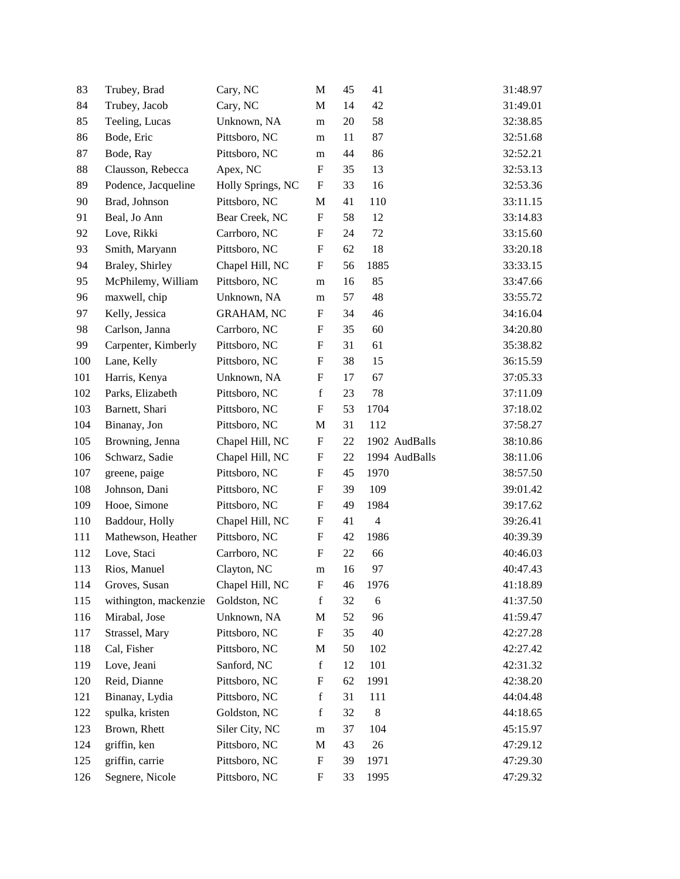| | | | | | | | |
|---|---|---|---|---|---|---|---|
| 83 | Trubey, Brad | Cary, NC | M | 45 | 41 | | 31:48.97 |
| 84 | Trubey, Jacob | Cary, NC | M | 14 | 42 | | 31:49.01 |
| 85 | Teeling, Lucas | Unknown, NA | m | 20 | 58 | | 32:38.85 |
| 86 | Bode, Eric | Pittsboro, NC | m | 11 | 87 | | 32:51.68 |
| 87 | Bode, Ray | Pittsboro, NC | m | 44 | 86 | | 32:52.21 |
| 88 | Clausson, Rebecca | Apex, NC | F | 35 | 13 | | 32:53.13 |
| 89 | Podence, Jacqueline | Holly Springs, NC | F | 33 | 16 | | 32:53.36 |
| 90 | Brad, Johnson | Pittsboro, NC | M | 41 | 110 | | 33:11.15 |
| 91 | Beal, Jo Ann | Bear Creek, NC | F | 58 | 12 | | 33:14.83 |
| 92 | Love, Rikki | Carrboro, NC | F | 24 | 72 | | 33:15.60 |
| 93 | Smith, Maryann | Pittsboro, NC | F | 62 | 18 | | 33:20.18 |
| 94 | Braley, Shirley | Chapel Hill, NC | F | 56 | 1885 | | 33:33.15 |
| 95 | McPhilemy, William | Pittsboro, NC | m | 16 | 85 | | 33:47.66 |
| 96 | maxwell, chip | Unknown, NA | m | 57 | 48 | | 33:55.72 |
| 97 | Kelly, Jessica | GRAHAM, NC | F | 34 | 46 | | 34:16.04 |
| 98 | Carlson, Janna | Carrboro, NC | F | 35 | 60 | | 34:20.80 |
| 99 | Carpenter, Kimberly | Pittsboro, NC | F | 31 | 61 | | 35:38.82 |
| 100 | Lane, Kelly | Pittsboro, NC | F | 38 | 15 | | 36:15.59 |
| 101 | Harris, Kenya | Unknown, NA | F | 17 | 67 | | 37:05.33 |
| 102 | Parks, Elizabeth | Pittsboro, NC | f | 23 | 78 | | 37:11.09 |
| 103 | Barnett, Shari | Pittsboro, NC | F | 53 | 1704 | | 37:18.02 |
| 104 | Binanay, Jon | Pittsboro, NC | M | 31 | 112 | | 37:58.27 |
| 105 | Browning, Jenna | Chapel Hill, NC | F | 22 | 1902 | AudBalls | 38:10.86 |
| 106 | Schwarz, Sadie | Chapel Hill, NC | F | 22 | 1994 | AudBalls | 38:11.06 |
| 107 | greene, paige | Pittsboro, NC | F | 45 | 1970 | | 38:57.50 |
| 108 | Johnson, Dani | Pittsboro, NC | F | 39 | 109 | | 39:01.42 |
| 109 | Hooe, Simone | Pittsboro, NC | F | 49 | 1984 | | 39:17.62 |
| 110 | Baddour, Holly | Chapel Hill, NC | F | 41 | 4 | | 39:26.41 |
| 111 | Mathewson, Heather | Pittsboro, NC | F | 42 | 1986 | | 40:39.39 |
| 112 | Love, Staci | Carrboro, NC | F | 22 | 66 | | 40:46.03 |
| 113 | Rios, Manuel | Clayton, NC | m | 16 | 97 | | 40:47.43 |
| 114 | Groves, Susan | Chapel Hill, NC | F | 46 | 1976 | | 41:18.89 |
| 115 | withington, mackenzie | Goldston, NC | f | 32 | 6 | | 41:37.50 |
| 116 | Mirabal, Jose | Unknown, NA | M | 52 | 96 | | 41:59.47 |
| 117 | Strassel, Mary | Pittsboro, NC | F | 35 | 40 | | 42:27.28 |
| 118 | Cal, Fisher | Pittsboro, NC | M | 50 | 102 | | 42:27.42 |
| 119 | Love, Jeani | Sanford, NC | f | 12 | 101 | | 42:31.32 |
| 120 | Reid, Dianne | Pittsboro, NC | F | 62 | 1991 | | 42:38.20 |
| 121 | Binanay, Lydia | Pittsboro, NC | f | 31 | 111 | | 44:04.48 |
| 122 | spulka, kristen | Goldston, NC | f | 32 | 8 | | 44:18.65 |
| 123 | Brown, Rhett | Siler City, NC | m | 37 | 104 | | 45:15.97 |
| 124 | griffin, ken | Pittsboro, NC | M | 43 | 26 | | 47:29.12 |
| 125 | griffin, carrie | Pittsboro, NC | F | 39 | 1971 | | 47:29.30 |
| 126 | Segnere, Nicole | Pittsboro, NC | F | 33 | 1995 | | 47:29.32 |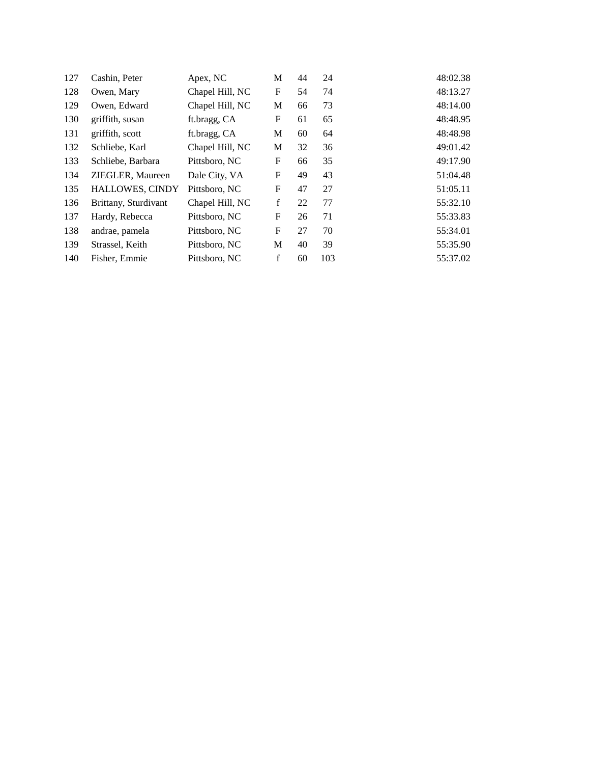| | | | | | | |
|---|---|---|---|---|---|---|
| 127 | Cashin, Peter | Apex, NC | M | 44 | 24 | 48:02.38 |
| 128 | Owen, Mary | Chapel Hill, NC | F | 54 | 74 | 48:13.27 |
| 129 | Owen, Edward | Chapel Hill, NC | M | 66 | 73 | 48:14.00 |
| 130 | griffith, susan | ft.bragg, CA | F | 61 | 65 | 48:48.95 |
| 131 | griffith, scott | ft.bragg, CA | M | 60 | 64 | 48:48.98 |
| 132 | Schliebe, Karl | Chapel Hill, NC | M | 32 | 36 | 49:01.42 |
| 133 | Schliebe, Barbara | Pittsboro, NC | F | 66 | 35 | 49:17.90 |
| 134 | ZIEGLER, Maureen | Dale City, VA | F | 49 | 43 | 51:04.48 |
| 135 | HALLOWES, CINDY | Pittsboro, NC | F | 47 | 27 | 51:05.11 |
| 136 | Brittany, Sturdivant | Chapel Hill, NC | f | 22 | 77 | 55:32.10 |
| 137 | Hardy, Rebecca | Pittsboro, NC | F | 26 | 71 | 55:33.83 |
| 138 | andrae, pamela | Pittsboro, NC | F | 27 | 70 | 55:34.01 |
| 139 | Strassel, Keith | Pittsboro, NC | M | 40 | 39 | 55:35.90 |
| 140 | Fisher, Emmie | Pittsboro, NC | f | 60 | 103 | 55:37.02 |